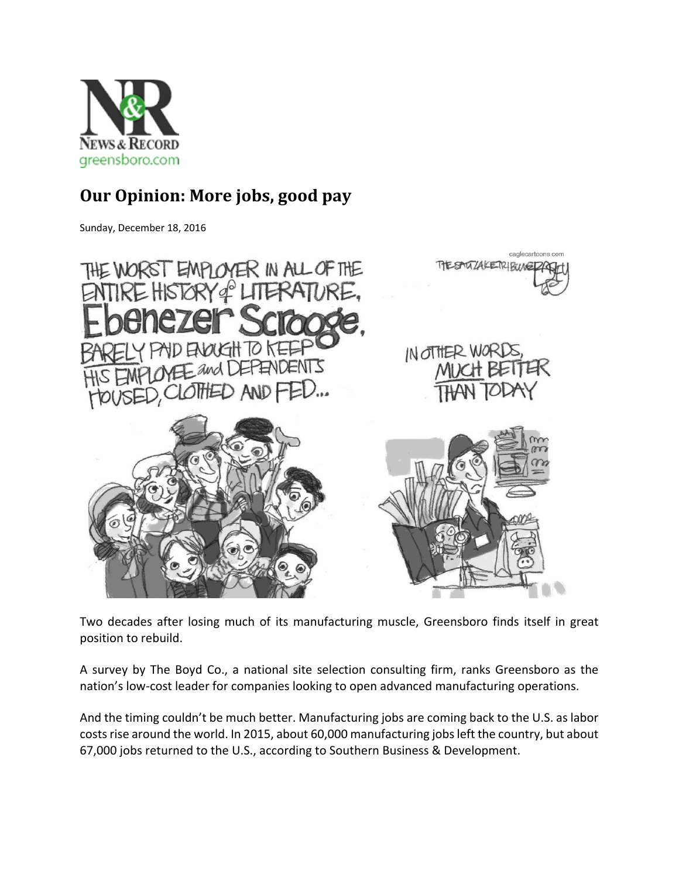# Our Opinion: More jobs, good pay

Sunday, December 18, 2016

Two decades after losing much of its manufacturing muscle, Greensboro finds itself in great position to rebuild.

A survey by The Boyd Co., a national site selection consulting firm, ranks Greensboro as the nation's low-cost leader for companies looking to open advanced manufacturing operations.

And the timing couldn't be much better. Manufacturing jobs are coming back to the U.S. as labor costs rise around the world. In 2015, about 60,000 manufacturing jobs left the country, but about 67,000 jobs returned to the U.S., according to Southern Business & Development.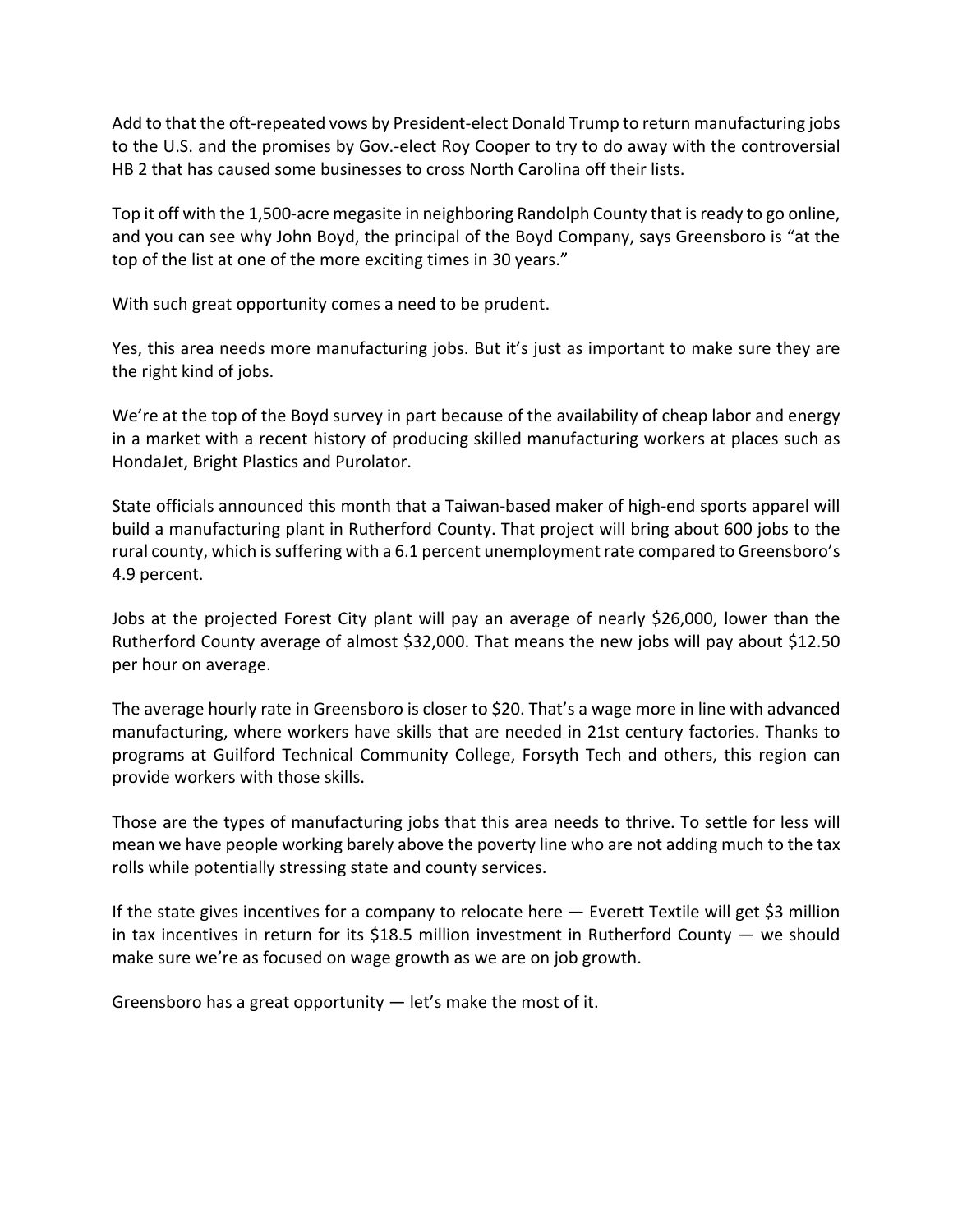Add to that the oft-repeated vows by President-elect Donald Trump to return manufacturing jobs to the U.S. and the promises by Gov.-elect Roy Cooper to try to do away with the controversial HB 2 that has caused some businesses to cross North Carolina off their lists.

Top it off with the 1,500-acre megasite in neighboring Randolph County that is ready to go online, and you can see why John Boyd, the principal of the Boyd Company, says Greensboro is "at the top of the list at one of the more exciting times in 30 years."

With such great opportunity comes a need to be prudent.

Yes, this area needs more manufacturing jobs. But it's just as important to make sure they are the right kind of jobs.

We're at the top of the Boyd survey in part because of the availability of cheap labor and energy in a market with a recent history of producing skilled manufacturing workers at places such as HondaJet, Bright Plastics and Purolator.

State officials announced this month that a Taiwan-based maker of high-end sports apparel will build a manufacturing plant in Rutherford County. That project will bring about 600 jobs to the rural county, which is suffering with a 6.1 percent unemployment rate compared to Greensboro's 4.9 percent.

Jobs at the projected Forest City plant will pay an average of nearly $26,000, lower than the Rutherford County average of almost $32,000. That means the new jobs will pay about $12.50 per hour on average.

The average hourly rate in Greensboro is closer to $20. That's a wage more in line with advanced manufacturing, where workers have skills that are needed in 21st century factories. Thanks to programs at Guilford Technical Community College, Forsyth Tech and others, this region can provide workers with those skills.

Those are the types of manufacturing jobs that this area needs to thrive. To settle for less will mean we have people working barely above the poverty line who are not adding much to the tax rolls while potentially stressing state and county services.

If the state gives incentives for a company to relocate here — Everett Textile will get $3 million in tax incentives in return for its $18.5 million investment in Rutherford County — we should make sure we're as focused on wage growth as we are on job growth.

Greensboro has a great opportunity — let's make the most of it.